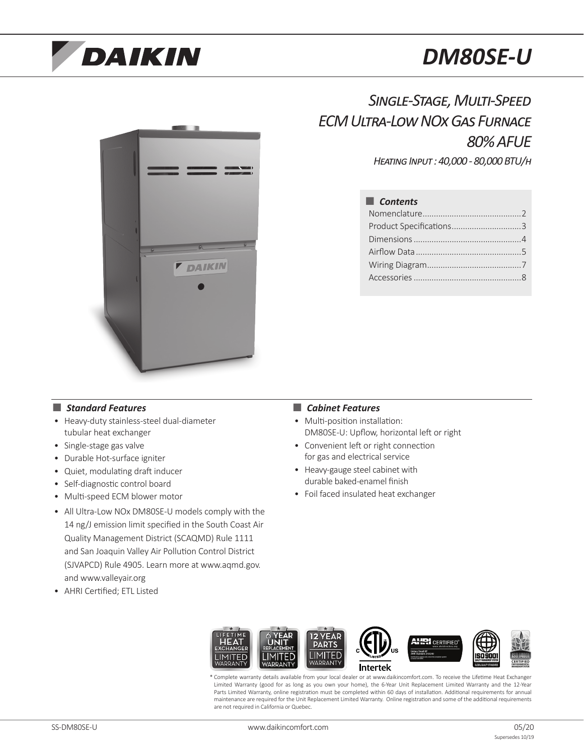# DAIKIN

# DM80SE-U

## Single-Stage, Multi-Speed ECM Ultra-Low NOx Gas Furnace 80% AFUE

*Heating Input : 40,000 - 80,000 BTU/h*

### Contents

- Nomenclature....................................2
- Product Specifications.......................3
- Dimensions .......................................4
- Airflow Data ......................................5
- Wiring Diagram..................................7
- Accessories .......................................8

### Standard Features

- Heavy-duty stainless-steel dual-diameter tubular heat exchanger
- Single-stage gas valve
- Durable Hot-surface igniter
- Quiet, modulating draft inducer
- Self-diagnostic control board
- Multi-speed ECM blower motor
- All Ultra-Low NOx DM80SE-U models comply with the 14 ng/J emission limit specified in the South Coast Air Quality Management District (SCAQMD) Rule 1111 and San Joaquin Valley Air Pollution Control District (SJVAPCD) Rule 4905. Learn more at www.aqmd.gov. and www.valleyair.org
- AHRI Certified; ETL Listed

### Cabinet Features

- Multi-position installation: DM80SE-U: Upflow, horizontal left or right
- Convenient left or right connection for gas and electrical service
- Heavy-gauge steel cabinet with durable baked-enamel finish
- Foil faced insulated heat exchanger

\* Complete warranty details available from your local dealer or at www.daikincomfort.com. To receive the Lifetime Heat Exchanger Limited Warranty (good for as long as you own your home), the 6-Year Unit Replacement Limited Warranty and the 12-Year Parts Limited Warranty, online registration must be completed within 60 days of installation. Additional requirements for annual maintenance are required for the Unit Replacement Limited Warranty. Online registration and some of the additional requirements are not required in California or Quebec.

SS-DM80SE-U | www.daikincomfort.com | 05/20 Supersedes 10/19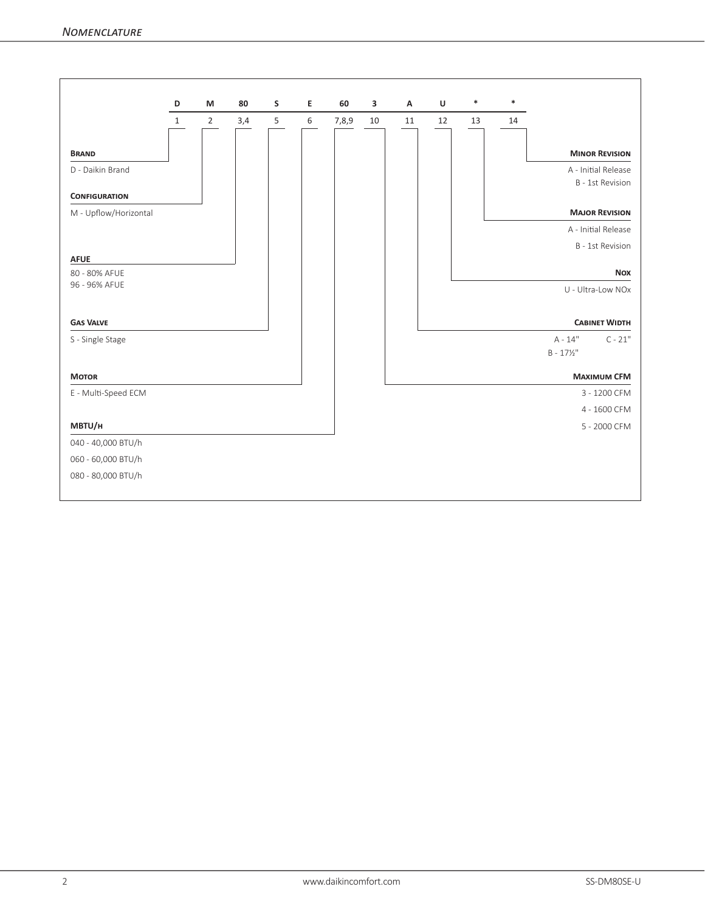## Nomenclature

| D | M | 80 | S | E | 60 | 3 | A | U | * | * |
|---|---|---|---|---|---|---|---|---|---|---|
| 1 | 2 | 3,4 | 5 | 6 | 7,8,9 | 10 | 11 | 12 | 13 | 14 |

**Brand**

D - Daikin Brand

**Configuration**

M - Upflow/Horizontal

**AFUE**

80 - 80% AFUE
96 - 96% AFUE

**Gas Valve**

S - Single Stage

**Motor**

E - Multi-Speed ECM

**MBTU/h**

040 - 40,000 BTU/h

060 - 60,000 BTU/h

080 - 80,000 BTU/h

**Minor Revision**

A - Initial Release
B - 1st Revision

**Major Revision**

A - Initial Release

B - 1st Revision

**NOx**

U - Ultra-Low NOx

**Cabinet Width**

A - 14" C - 21"
B - 17½"

**Maximum CFM**

3 - 1200 CFM

4 - 1600 CFM

5 - 2000 CFM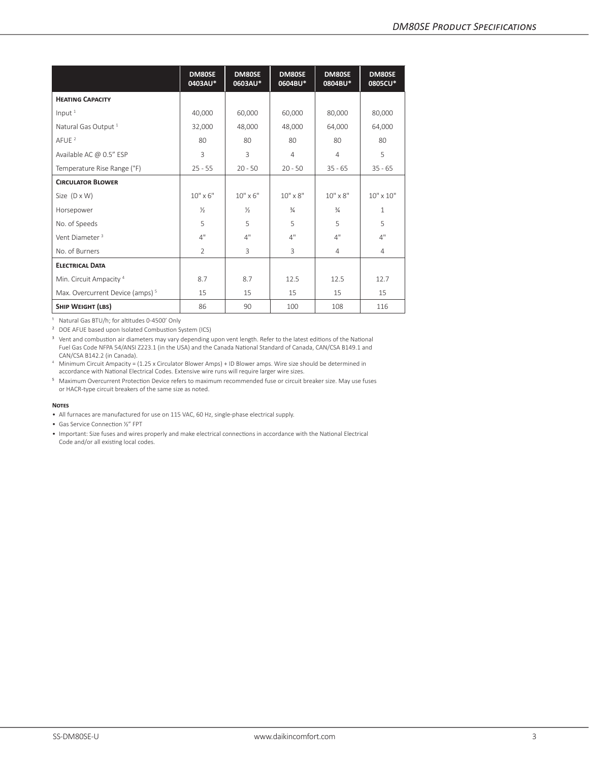| | DM80SE 0403AU* | DM80SE 0603AU* | DM80SE 0604BU* | DM80SE 0804BU* | DM80SE 0805CU* |
|---|---|---|---|---|---|
| **HEATING CAPACITY** | | | | | |
| Input [1] | 40,000 | 60,000 | 60,000 | 80,000 | 80,000 |
| Natural Gas Output [1] | 32,000 | 48,000 | 48,000 | 64,000 | 64,000 |
| AFUE [2] | 80 | 80 | 80 | 80 | 80 |
| Available AC @ 0.5" ESP | 3 | 3 | 4 | 4 | 5 |
| Temperature Rise Range (°F) | 25 - 55 | 20 - 50 | 20 - 50 | 35 - 65 | 35 - 65 |
| **CIRCULATOR BLOWER** | | | | | |
| Size (D x W) | 10" x 6" | 10" x 6" | 10" x 8" | 10" x 8" | 10" x 10" |
| Horsepower | ½ | ½ | ¾ | ¾ | 1 |
| No. of Speeds | 5 | 5 | 5 | 5 | 5 |
| Vent Diameter [3] | 4" | 4" | 4" | 4" | 4" |
| No. of Burners | 2 | 3 | 3 | 4 | 4 |
| **ELECTRICAL DATA** | | | | | |
| Min. Circuit Ampacity [4] | 8.7 | 8.7 | 12.5 | 12.5 | 12.7 |
| Max. Overcurrent Device (amps) [5] | 15 | 15 | 15 | 15 | 15 |
| **SHIP WEIGHT (LBS)** | 86 | 90 | 100 | 108 | 116 |

[1] Natural Gas BTU/h; for altitudes 0-4500' Only

[2] DOE AFUE based upon Isolated Combustion System (ICS)

[3] Vent and combustion air diameters may vary depending upon vent length. Refer to the latest editions of the National Fuel Gas Code NFPA 54/ANSI Z223.1 (in the USA) and the Canada National Standard of Canada, CAN/CSA B149.1 and CAN/CSA B142.2 (in Canada).

[4] Minimum Circuit Ampacity = (1.25 x Circulator Blower Amps) + ID Blower amps. Wire size should be determined in accordance with National Electrical Codes. Extensive wire runs will require larger wire sizes.

[5] Maximum Overcurrent Protection Device refers to maximum recommended fuse or circuit breaker size. May use fuses or HACR-type circuit breakers of the same size as noted.

**NOTES**

- All furnaces are manufactured for use on 115 VAC, 60 Hz, single-phase electrical supply.
- Gas Service Connection ½" FPT
- Important: Size fuses and wires properly and make electrical connections in accordance with the National Electrical Code and/or all existing local codes.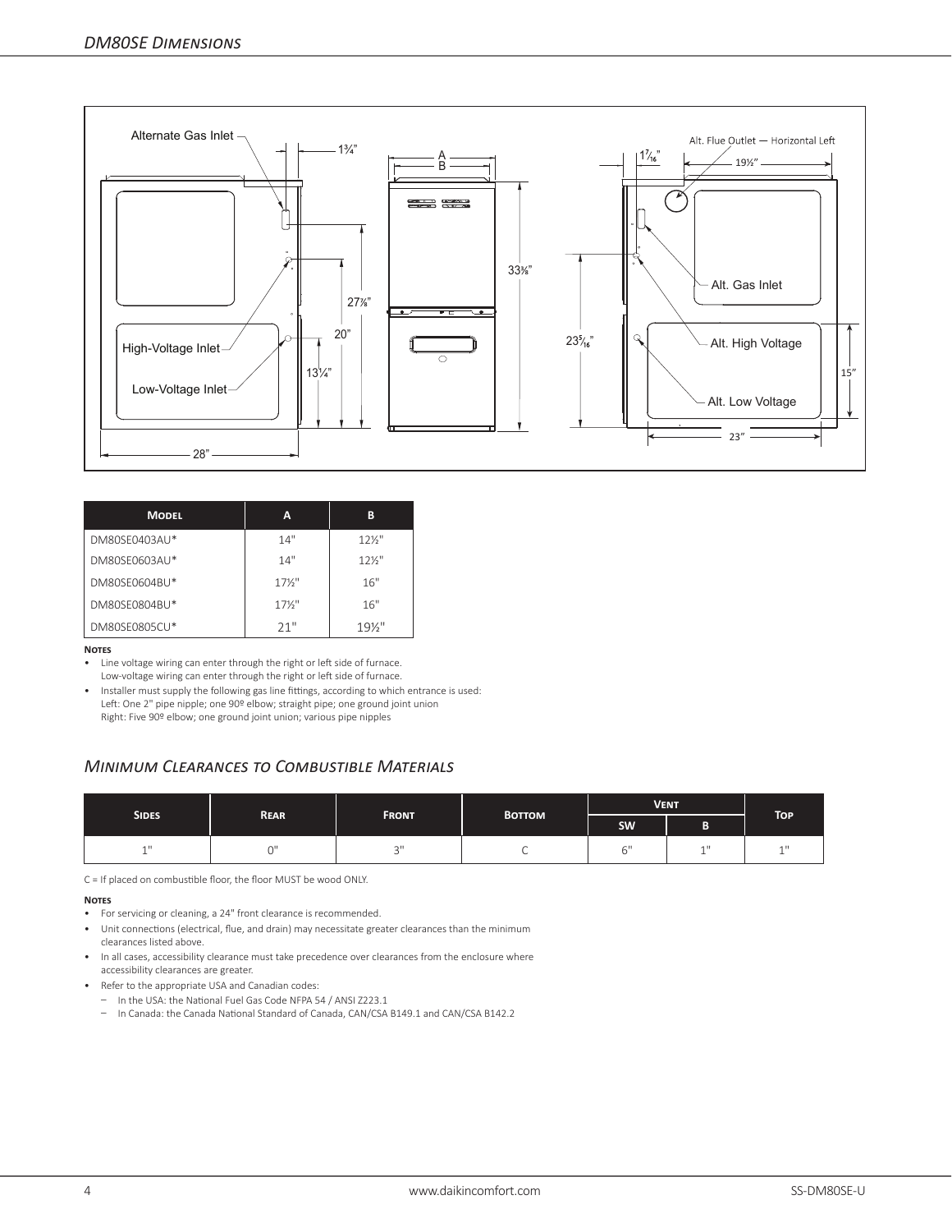## DM80SE Dimensions

Alternate Gas Inlet

1¾"

A

B

33⅜"

27⅞"

20"

13¼"

High-Voltage Inlet

Low-Voltage Inlet

28"

Alt. Flue Outlet — Horizontal Left

$1\frac{7}{16}$"

19½"

Alt. Gas Inlet

$23\frac{5}{16}$"

Alt. High Voltage

15"

Alt. Low Voltage

23"

| Model | A | B |
|---|---|---|
| DM80SE0403AU* | 14" | 12½" |
| DM80SE0603AU* | 14" | 12½" |
| DM80SE0604BU* | 17½" | 16" |
| DM80SE0804BU* | 17½" | 16" |
| DM80SE0805CU* | 21" | 19½" |

**Notes**

- Line voltage wiring can enter through the right or left side of furnace.
  Low-voltage wiring can enter through the right or left side of furnace.
- Installer must supply the following gas line fittings, according to which entrance is used:
  Left: One 2" pipe nipple; one 90º elbow; straight pipe; one ground joint union
  Right: Five 90º elbow; one ground joint union; various pipe nipples

## Minimum Clearances to Combustible Materials

| Sides | Rear | Front | Bottom | Vent | | Top |
|---|---|---|---|---|---|---|
| | | | | SW | B | |
| 1" | 0" | 3" | C | 6" | 1" | 1" |

C = If placed on combustible floor, the floor MUST be wood ONLY.

**Notes**

- For servicing or cleaning, a 24" front clearance is recommended.
- Unit connections (electrical, flue, and drain) may necessitate greater clearances than the minimum clearances listed above.
- In all cases, accessibility clearance must take precedence over clearances from the enclosure where accessibility clearances are greater.
- Refer to the appropriate USA and Canadian codes:
  - In the USA: the National Fuel Gas Code NFPA 54 / ANSI Z223.1
  - In Canada: the Canada National Standard of Canada, CAN/CSA B149.1 and CAN/CSA B142.2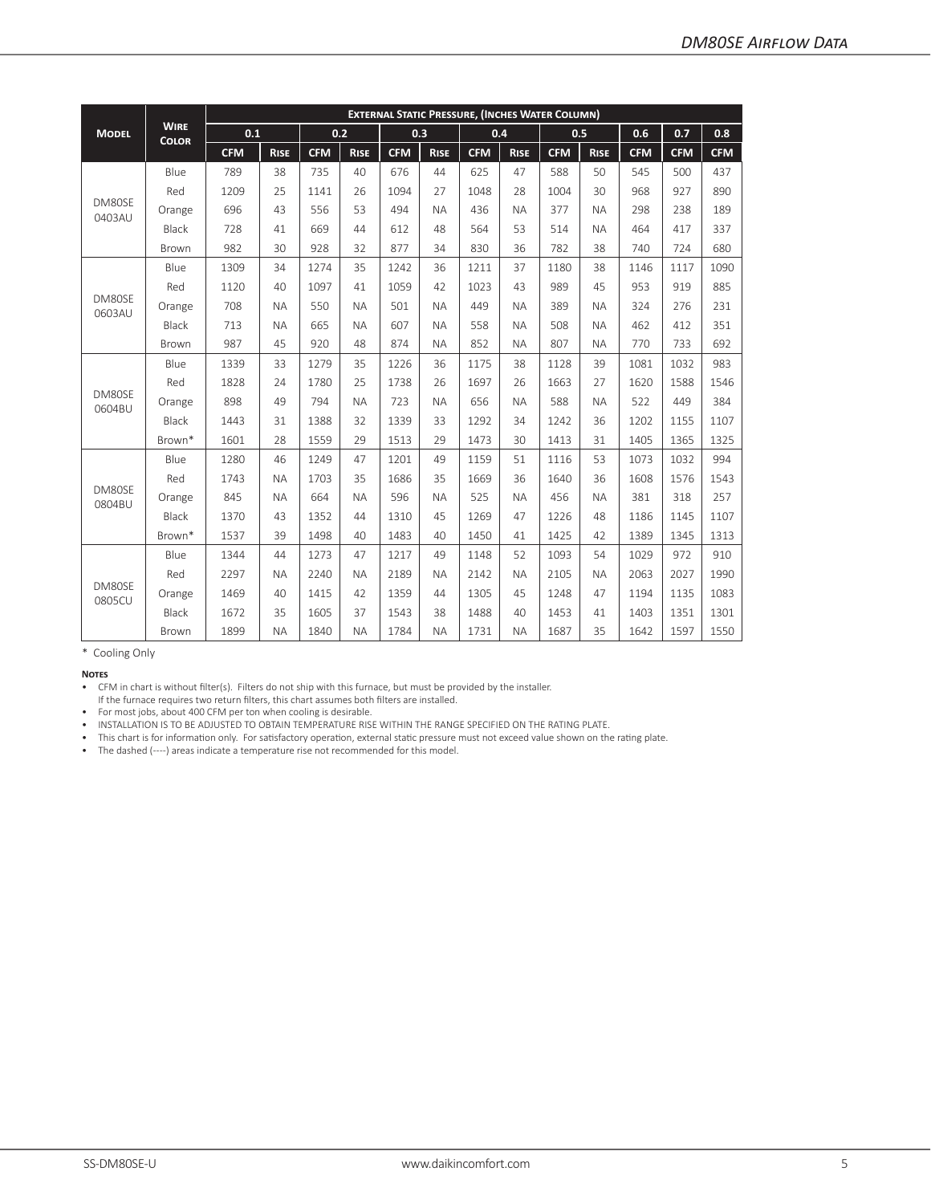| Model | Wire Color | External Static Pressure, (Inches Water Column) | | | | | | | | | | | | |
|---|---|---|---|---|---|---|---|---|---|---|---|---|---|---|
| | | 0.1 | | 0.2 | | 0.3 | | 0.4 | | 0.5 | | 0.6 | 0.7 | 0.8 |
| | | CFM | Rise | CFM | Rise | CFM | Rise | CFM | Rise | CFM | Rise | CFM | CFM | CFM |
| DM80SE 0403AU | Blue | 789 | 38 | 735 | 40 | 676 | 44 | 625 | 47 | 588 | 50 | 545 | 500 | 437 |
| | Red | 1209 | 25 | 1141 | 26 | 1094 | 27 | 1048 | 28 | 1004 | 30 | 968 | 927 | 890 |
| | Orange | 696 | 43 | 556 | 53 | 494 | NA | 436 | NA | 377 | NA | 298 | 238 | 189 |
| | Black | 728 | 41 | 669 | 44 | 612 | 48 | 564 | 53 | 514 | NA | 464 | 417 | 337 |
| | Brown | 982 | 30 | 928 | 32 | 877 | 34 | 830 | 36 | 782 | 38 | 740 | 724 | 680 |
| DM80SE 0603AU | Blue | 1309 | 34 | 1274 | 35 | 1242 | 36 | 1211 | 37 | 1180 | 38 | 1146 | 1117 | 1090 |
| | Red | 1120 | 40 | 1097 | 41 | 1059 | 42 | 1023 | 43 | 989 | 45 | 953 | 919 | 885 |
| | Orange | 708 | NA | 550 | NA | 501 | NA | 449 | NA | 389 | NA | 324 | 276 | 231 |
| | Black | 713 | NA | 665 | NA | 607 | NA | 558 | NA | 508 | NA | 462 | 412 | 351 |
| | Brown | 987 | 45 | 920 | 48 | 874 | NA | 852 | NA | 807 | NA | 770 | 733 | 692 |
| DM80SE 0604BU | Blue | 1339 | 33 | 1279 | 35 | 1226 | 36 | 1175 | 38 | 1128 | 39 | 1081 | 1032 | 983 |
| | Red | 1828 | 24 | 1780 | 25 | 1738 | 26 | 1697 | 26 | 1663 | 27 | 1620 | 1588 | 1546 |
| | Orange | 898 | 49 | 794 | NA | 723 | NA | 656 | NA | 588 | NA | 522 | 449 | 384 |
| | Black | 1443 | 31 | 1388 | 32 | 1339 | 33 | 1292 | 34 | 1242 | 36 | 1202 | 1155 | 1107 |
| | Brown* | 1601 | 28 | 1559 | 29 | 1513 | 29 | 1473 | 30 | 1413 | 31 | 1405 | 1365 | 1325 |
| DM80SE 0804BU | Blue | 1280 | 46 | 1249 | 47 | 1201 | 49 | 1159 | 51 | 1116 | 53 | 1073 | 1032 | 994 |
| | Red | 1743 | NA | 1703 | 35 | 1686 | 35 | 1669 | 36 | 1640 | 36 | 1608 | 1576 | 1543 |
| | Orange | 845 | NA | 664 | NA | 596 | NA | 525 | NA | 456 | NA | 381 | 318 | 257 |
| | Black | 1370 | 43 | 1352 | 44 | 1310 | 45 | 1269 | 47 | 1226 | 48 | 1186 | 1145 | 1107 |
| | Brown* | 1537 | 39 | 1498 | 40 | 1483 | 40 | 1450 | 41 | 1425 | 42 | 1389 | 1345 | 1313 |
| DM80SE 0805CU | Blue | 1344 | 44 | 1273 | 47 | 1217 | 49 | 1148 | 52 | 1093 | 54 | 1029 | 972 | 910 |
| | Red | 2297 | NA | 2240 | NA | 2189 | NA | 2142 | NA | 2105 | NA | 2063 | 2027 | 1990 |
| | Orange | 1469 | 40 | 1415 | 42 | 1359 | 44 | 1305 | 45 | 1248 | 47 | 1194 | 1135 | 1083 |
| | Black | 1672 | 35 | 1605 | 37 | 1543 | 38 | 1488 | 40 | 1453 | 41 | 1403 | 1351 | 1301 |
| | Brown | 1899 | NA | 1840 | NA | 1784 | NA | 1731 | NA | 1687 | 35 | 1642 | 1597 | 1550 |

\* Cooling Only

**Notes**

- CFM in chart is without filter(s). Filters do not ship with this furnace, but must be provided by the installer. If the furnace requires two return filters, this chart assumes both filters are installed.
- For most jobs, about 400 CFM per ton when cooling is desirable.
- INSTALLATION IS TO BE ADJUSTED TO OBTAIN TEMPERATURE RISE WITHIN THE RANGE SPECIFIED ON THE RATING PLATE.
- This chart is for information only. For satisfactory operation, external static pressure must not exceed value shown on the rating plate.
- The dashed (----) areas indicate a temperature rise not recommended for this model.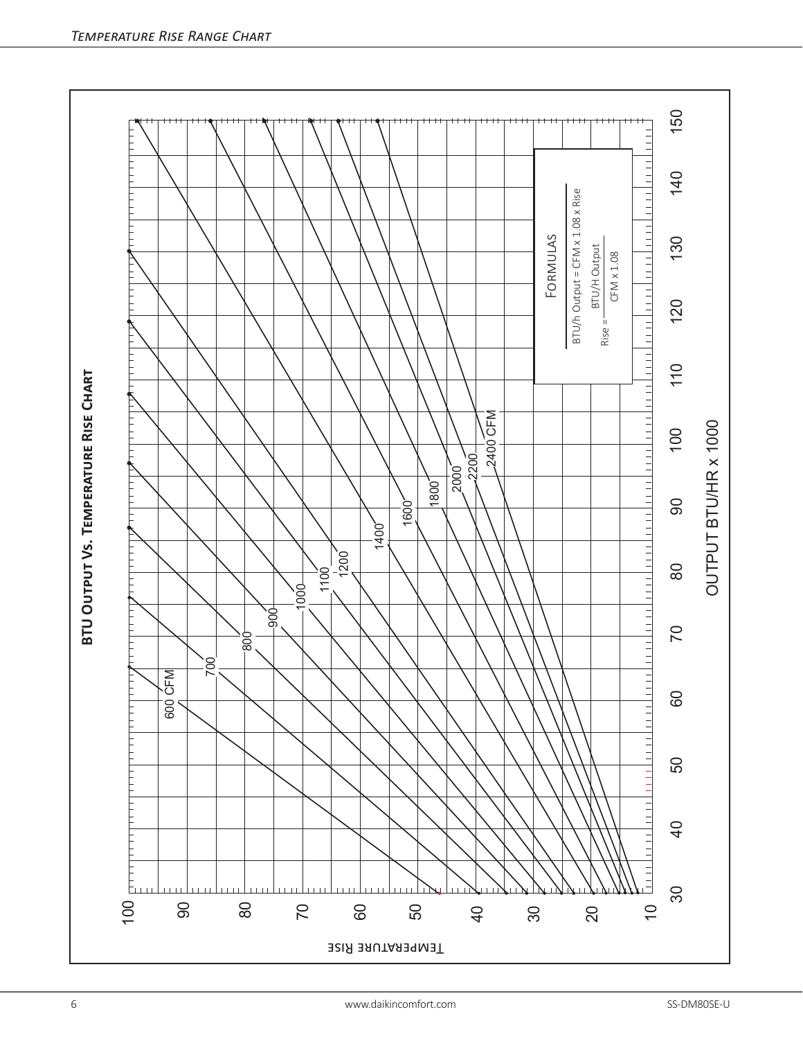## Temperature Rise Range Chart

### BTU Output Vs. Temperature Rise Chart

FORMULAS

BTU/h Output = CFM x 1.08 x Rise

$$\text{Rise} = \frac{\text{BTU/H Output}}{\text{CFM x 1.08}}$$

Lines: 600 CFM, 700, 800, 900, 1000, 1100, 1200, 1400, 1600, 1800, 2000, 2200, 2400 CFM

TEMPERATURE RISE (10–100)

OUTPUT BTU/HR x 1000 (30–150)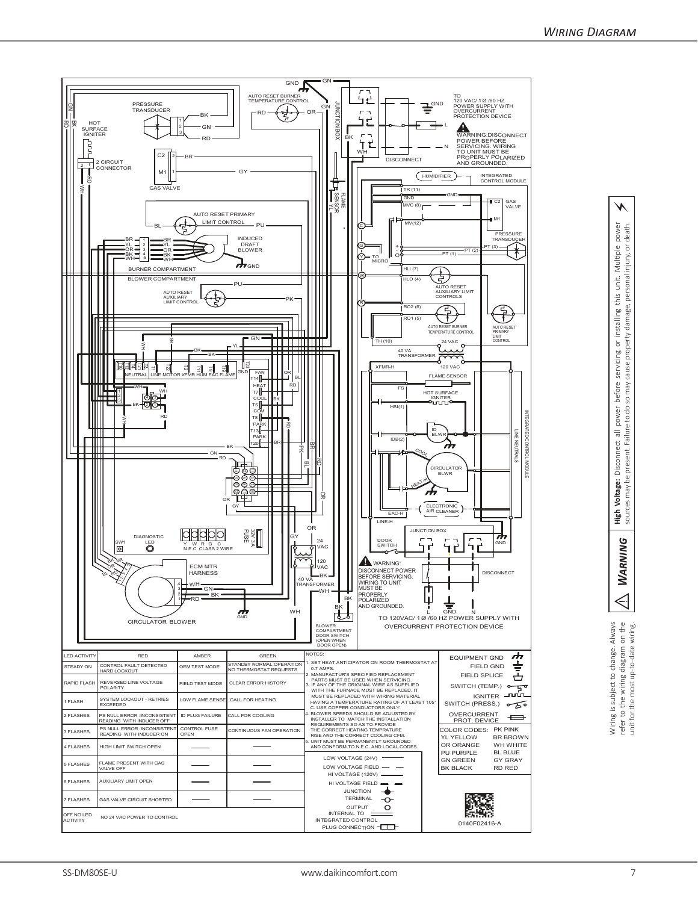## Wiring Diagram

| LED ACTIVITY | RED | AMBER | GREEN |
|---|---|---|---|
| STEADY ON | CONTROL FAULT DETECTED HARD LOCKOUT | OEM TEST MODE | STANDBY NORMAL OPERATION NO THERMOSTAT REQUESTS |
| RAPID FLASH | REVERSED LINE VOLTAGE POLARITY | FIELD TEST MODE | CLEAR ERROR HISTORY |
| 1 FLASH | SYSTEM LOCKOUT - RETRIES EXCEEDED | LOW FLAME SENSE | CALL FOR HEATING |
| 2 FLASHES | PS NULL ERROR :INCONSISTENT READING WITH INDUCER OFF | ID PLUG FAILURE | CALL FOR COOLING |
| 3 FLASHES | PS NULL ERROR :INCONSISTENT READING WITH INDUCER ON | CONTROL FUSE OPEN | CONTINUOUS FAN OPERATION |
| 4 FLASHES | HIGH LIMIT SWITCH OPEN | ——— | ——— |
| 5 FLASHES | FLAME PRESENT WITH GAS VALVE OFF | ——— | ——— |
| 6 FLASHES | AUXILIARY LIMIT OPEN | ——— | ——— |
| 7 FLASHES | GAS VALVE CIRCUIT SHORTED | ——— | ——— |
| OFF NO LED ACTIVITY | NO 24 VAC POWER TO CONTROL | | |

NOTES:

1. SET HEAT ANTICIPATOR ON ROOM THERMOSTAT AT 0.7 AMPS.
2. MANUFACTUR'S SPECIFIED REPLACEMENT PARTS MUST BE USED WHEN SERVICING.
3. IF ANY OF THE ORIGINAL WIRE AS SUPPLIED WITH THE FURNACE MUST BE REPLACED, IT MUST BE REPLACED WITH WIRING MATERIAL HAVING A TEMPERATURE RATING OF AT LEAST 105° C. USE COPPER CONDUCTORS ONLY.
4. BLOWER SPEEDS SHOULD BE ADJUSTED BY INSTALLER TO MATCH THE INSTALLATION REQUIREMENTS SO AS TO PROVIDE THE CORRECT HEATING TEMPRATURE RISE AND THE CORRECT COOLING CFM.
5. UNIT MUST BE PERMANENTLY GROUNDED AND CONFORM TO N.E.C. AND LOCAL CODES.

Legend: LOW VOLTAGE (24V), LOW VOLTAGE FIELD, HI VOLTAGE (120V), HI VOLTAGE FIELD, JUNCTION, TERMINAL, OUTPUT, INTERNAL TO INTEGRATED CONTROL, PLUG CONNECTION

EQUIPMENT GND, FIELD GND, FIELD SPLICE, SWITCH (TEMP.), IGNITER, SWITCH (PRESS.), OVERCURRENT PROT. DEVICE

| COLOR CODES: | |
|---|---|
| PK PINK | |
| YL YELLOW | BR BROWN |
| OR ORANGE | WH WHITE |
| PU PURPLE | BL BLUE |
| GN GREEN | GY GRAY |
| BK BLACK | RD RED |

0140F02416-A

⚠ **WARNING** — **High Voltage:** Disconnect all power before servicing or installing this unit. Multiple power sources may be present. Failure to do so may cause property damage, personal injury, or death.

Wiring is subject to change. Always refer to the wiring diagram on the unit for the most up-to-date wiring.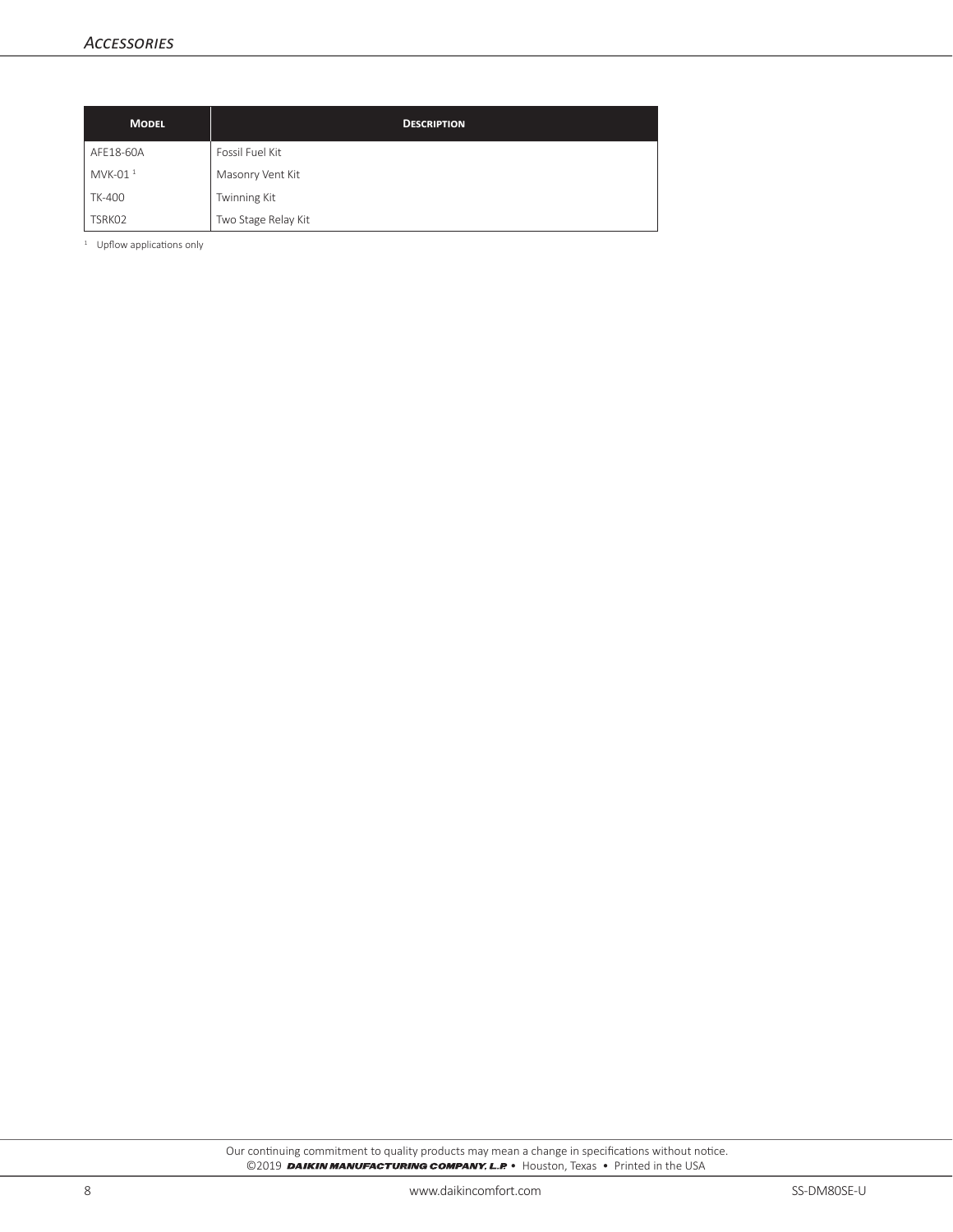## Accessories

| Model | Description |
|---|---|
| AFE18-60A | Fossil Fuel Kit |
| MVK-01 [1] | Masonry Vent Kit |
| TK-400 | Twinning Kit |
| TSRK02 | Two Stage Relay Kit |

[1] Upflow applications only

Our continuing commitment to quality products may mean a change in specifications without notice.
©2019 **DAIKIN MANUFACTURING COMPANY, L.P.** • Houston, Texas • Printed in the USA